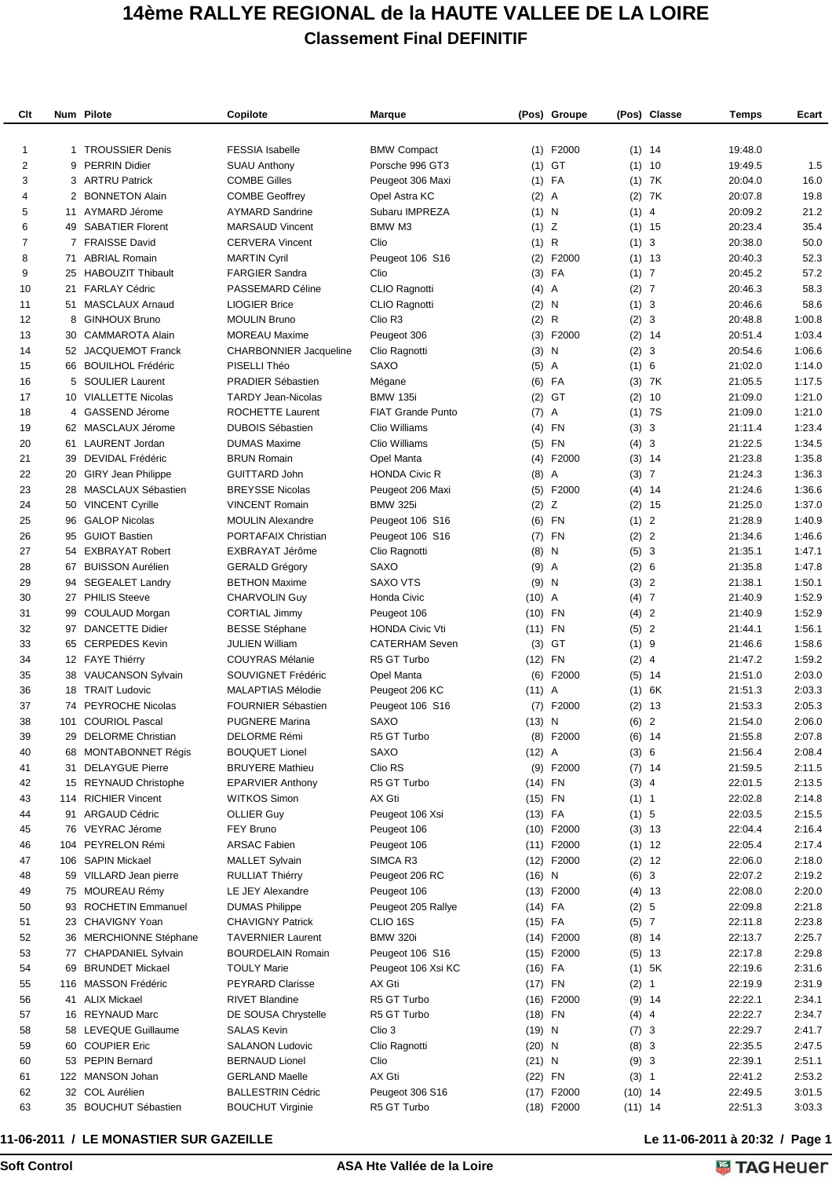# 14ème RALLYE REGIONAL de la HAUTE VALLEE DE LA LOIRE

## Classement Final DEFINITIF

| Clt | Num | Pilote | Copilote | Marque | (Pos) | Groupe | (Pos) | Classe | Temps | Ecart |
|---|---|---|---|---|---|---|---|---|---|---|
| 1 | 1 | TROUSSIER Denis | FESSIA Isabelle | BMW Compact | (1) | F2000 | (1) | 14 | 19:48.0 | |
| 2 | 9 | PERRIN Didier | SUAU Anthony | Porsche 996 GT3 | (1) | GT | (1) | 10 | 19:49.5 | 1.5 |
| 3 | 3 | ARTRU Patrick | COMBE Gilles | Peugeot 306 Maxi | (1) | FA | (1) | 7K | 20:04.0 | 16.0 |
| 4 | 2 | BONNETON Alain | COMBE Geoffrey | Opel Astra KC | (2) | A | (2) | 7K | 20:07.8 | 19.8 |
| 5 | 11 | AYMARD Jérome | AYMARD Sandrine | Subaru IMPREZA | (1) | N | (1) | 4 | 20:09.2 | 21.2 |
| 6 | 49 | SABATIER Florent | MARSAUD Vincent | BMW M3 | (1) | Z | (1) | 15 | 20:23.4 | 35.4 |
| 7 | 7 | FRAISSE David | CERVERA Vincent | Clio | (1) | R | (1) | 3 | 20:38.0 | 50.0 |
| 8 | 71 | ABRIAL Romain | MARTIN Cyril | Peugeot 106 S16 | (2) | F2000 | (1) | 13 | 20:40.3 | 52.3 |
| 9 | 25 | HABOUZIT Thibault | FARGIER Sandra | Clio | (3) | FA | (1) | 7 | 20:45.2 | 57.2 |
| 10 | 21 | FARLAY Cédric | PASSEMARD Céline | CLIO Ragnotti | (4) | A | (2) | 7 | 20:46.3 | 58.3 |
| 11 | 51 | MASCLAUX Arnaud | LIOGIER Brice | CLIO Ragnotti | (2) | N | (1) | 3 | 20:46.6 | 58.6 |
| 12 | 8 | GINHOUX Bruno | MOULIN Bruno | Clio R3 | (2) | R | (2) | 3 | 20:48.8 | 1:00.8 |
| 13 | 30 | CAMMAROTA Alain | MOREAU Maxime | Peugeot 306 | (3) | F2000 | (2) | 14 | 20:51.4 | 1:03.4 |
| 14 | 52 | JACQUEMOT Franck | CHARBONNIER Jacqueline | Clio Ragnitti | (3) | N | (2) | 3 | 20:54.6 | 1:06.6 |
| 15 | 66 | BOUILHOL Frédéric | PISELLI Théo | SAXO | (5) | A | (1) | 6 | 21:02.0 | 1:14.0 |
| 16 | 5 | SOULIER Laurent | PRADIER Sébastien | Mégane | (6) | FA | (3) | 7K | 21:05.5 | 1:17.5 |
| 17 | 10 | VIALLETTE Nicolas | TARDY Jean-Nicolas | BMW 135i | (2) | GT | (2) | 10 | 21:09.0 | 1:21.0 |
| 18 | 4 | GASSEND Jérome | ROCHETTE Laurent | FIAT Grande Punto | (7) | A | (1) | 7S | 21:09.0 | 1:21.0 |
| 19 | 62 | MASCLAUX Jérome | DUBOIS Sébastien | Clio Williams | (4) | FN | (3) | 3 | 21:11.4 | 1:23.4 |
| 20 | 61 | LAURENT Jordan | DUMAS Maxime | Clio Williams | (5) | FN | (4) | 3 | 21:22.5 | 1:34.5 |
| 21 | 39 | DEVIDAL Frédéric | BRUN Romain | Opel Manta | (4) | F2000 | (3) | 14 | 21:23.8 | 1:35.8 |
| 22 | 20 | GIRY Jean Philippe | GUITTARD John | HONDA Civic R | (8) | A | (3) | 7 | 21:24.3 | 1:36.3 |
| 23 | 28 | MASCLAUX Sébastien | BREYSSE Nicolas | Peugeot 206 Maxi | (5) | F2000 | (4) | 14 | 21:24.6 | 1:36.6 |
| 24 | 50 | VINCENT Cyrille | VINCENT Romain | BMW 325i | (2) | Z | (2) | 15 | 21:25.0 | 1:37.0 |
| 25 | 96 | GALOP Nicolas | MOULIN Alexandre | Peugeot 106 S16 | (6) | FN | (1) | 2 | 21:28.9 | 1:40.9 |
| 26 | 95 | GUIOT Bastien | PORTAFAIX Christian | Peugeot 106 S16 | (7) | FN | (2) | 2 | 21:34.6 | 1:46.6 |
| 27 | 54 | EXBRAYAT Robert | EXBRAYAT Jérôme | Clio Ragnotti | (8) | N | (5) | 3 | 21:35.1 | 1:47.1 |
| 28 | 67 | BUISSON Aurélien | GERALD Grégory | SAXO | (9) | A | (2) | 6 | 21:35.8 | 1:47.8 |
| 29 | 94 | SEGEALET Landry | BETHON Maxime | SAXO VTS | (9) | N | (3) | 2 | 21:38.1 | 1:50.1 |
| 30 | 27 | PHILIS Steeve | CHARVOLIN Guy | Honda Civic | (10) | A | (4) | 7 | 21:40.9 | 1:52.9 |
| 31 | 99 | COULAUD Morgan | CORTIAL Jimmy | Peugeot 106 | (10) | FN | (4) | 2 | 21:40.9 | 1:52.9 |
| 32 | 97 | DANCETTE Didier | BESSE Stéphane | HONDA Civic Vti | (11) | FN | (5) | 2 | 21:44.1 | 1:56.1 |
| 33 | 65 | CERPEDES Kevin | JULIEN William | CATERHAM Seven | (3) | GT | (1) | 9 | 21:46.6 | 1:58.6 |
| 34 | 12 | FAYE Thiérry | COUYRAS Mélanie | R5 GT Turbo | (12) | FN | (2) | 4 | 21:47.2 | 1:59.2 |
| 35 | 38 | VAUCANSON Sylvain | SOUVIGNET Frédéric | Opel Manta | (6) | F2000 | (5) | 14 | 21:51.0 | 2:03.0 |
| 36 | 18 | TRAIT Ludovic | MALAPTIAS Mélodie | Peugeot 206 KC | (11) | A | (1) | 6K | 21:51.3 | 2:03.3 |
| 37 | 74 | PEYROCHE Nicolas | FOURNIER Sébastien | Peugeot 106 S16 | (7) | F2000 | (2) | 13 | 21:53.3 | 2:05.3 |
| 38 | 101 | COURIOL Pascal | PUGNERE Marina | SAXO | (13) | N | (6) | 2 | 21:54.0 | 2:06.0 |
| 39 | 29 | DELORME Christian | DELORME Rémi | R5 GT Turbo | (8) | F2000 | (6) | 14 | 21:55.8 | 2:07.8 |
| 40 | 68 | MONTABONNET Régis | BOUQUET Lionel | SAXO | (12) | A | (3) | 6 | 21:56.4 | 2:08.4 |
| 41 | 31 | DELAYGUE Pierre | BRUYERE Mathieu | Clio RS | (9) | F2000 | (7) | 14 | 21:59.5 | 2:11.5 |
| 42 | 15 | REYNAUD Christophe | EPARVIER Anthony | R5 GT Turbo | (14) | FN | (3) | 4 | 22:01.5 | 2:13.5 |
| 43 | 114 | RICHIER Vincent | WITKOS Simon | AX Gti | (15) | FN | (1) | 1 | 22:02.8 | 2:14.8 |
| 44 | 91 | ARGAUD Cédric | OLLIER Guy | Peugeot 106 Xsi | (13) | FA | (1) | 5 | 22:03.5 | 2:15.5 |
| 45 | 76 | VEYRAC Jérome | FEY Bruno | Peugeot 106 | (10) | F2000 | (3) | 13 | 22:04.4 | 2:16.4 |
| 46 | 104 | PEYRELON Rémi | ARSAC Fabien | Peugeot 106 | (11) | F2000 | (1) | 12 | 22:05.4 | 2:17.4 |
| 47 | 106 | SAPIN Mickael | MALLET Sylvain | SIMCA R3 | (12) | F2000 | (2) | 12 | 22:06.0 | 2:18.0 |
| 48 | 59 | VILLARD Jean pierre | RULLIAT Thiérry | Peugeot 206 RC | (16) | N | (6) | 3 | 22:07.2 | 2:19.2 |
| 49 | 75 | MOUREAU Rémy | LE JEY Alexandre | Peugeot 106 | (13) | F2000 | (4) | 13 | 22:08.0 | 2:20.0 |
| 50 | 93 | ROCHETIN Emmanuel | DUMAS Philippe | Peugeot 205 Rallye | (14) | FA | (2) | 5 | 22:09.8 | 2:21.8 |
| 51 | 23 | CHAVIGNY Yoan | CHAVIGNY Patrick | CLIO 16S | (15) | FA | (5) | 7 | 22:11.8 | 2:23.8 |
| 52 | 36 | MERCHIONNE Stéphane | TAVERNIER Laurent | BMW 320i | (14) | F2000 | (8) | 14 | 22:13.7 | 2:25.7 |
| 53 | 77 | CHAPDANIEL Sylvain | BOURDELAIN Romain | Peugeot 106 S16 | (15) | F2000 | (5) | 13 | 22:17.8 | 2:29.8 |
| 54 | 69 | BRUNDET Mickael | TOULY Marie | Peugeot 106 Xsi KC | (16) | FA | (1) | 5K | 22:19.6 | 2:31.6 |
| 55 | 116 | MASSON Frédéric | PEYRARD Clarisse | AX Gti | (17) | FN | (2) | 1 | 22:19.9 | 2:31.9 |
| 56 | 41 | ALIX Mickael | RIVET Blandine | R5 GT Turbo | (16) | F2000 | (9) | 14 | 22:22.1 | 2:34.1 |
| 57 | 16 | REYNAUD Marc | DE SOUSA Chrystelle | R5 GT Turbo | (18) | FN | (4) | 4 | 22:22.7 | 2:34.7 |
| 58 | 58 | LEVEQUE Guillaume | SALAS Kevin | Clio 3 | (19) | N | (7) | 3 | 22:29.7 | 2:41.7 |
| 59 | 60 | COUPIER Eric | SALANON Ludovic | Clio Ragnotti | (20) | N | (8) | 3 | 22:35.5 | 2:47.5 |
| 60 | 53 | PEPIN Bernard | BERNAUD Lionel | Clio | (21) | N | (9) | 3 | 22:39.1 | 2:51.1 |
| 61 | 122 | MANSON Johan | GERLAND Maelle | AX Gti | (22) | FN | (3) | 1 | 22:41.2 | 2:53.2 |
| 62 | 32 | COL Aurélien | BALLESTRIN Cédric | Peugeot 306 S16 | (17) | F2000 | (10) | 14 | 22:49.5 | 3:01.5 |
| 63 | 35 | BOUCHUT Sébastien | BOUCHUT Virginie | R5 GT Turbo | (18) | F2000 | (11) | 14 | 22:51.3 | 3:03.3 |

**11-06-2011 / LE MONASTIER SUR GAZEILLE** — **Le 11-06-2011 à 20:32**

**Soft Control** — **ASA Hte Vallée de la Loire** — TAG Heuer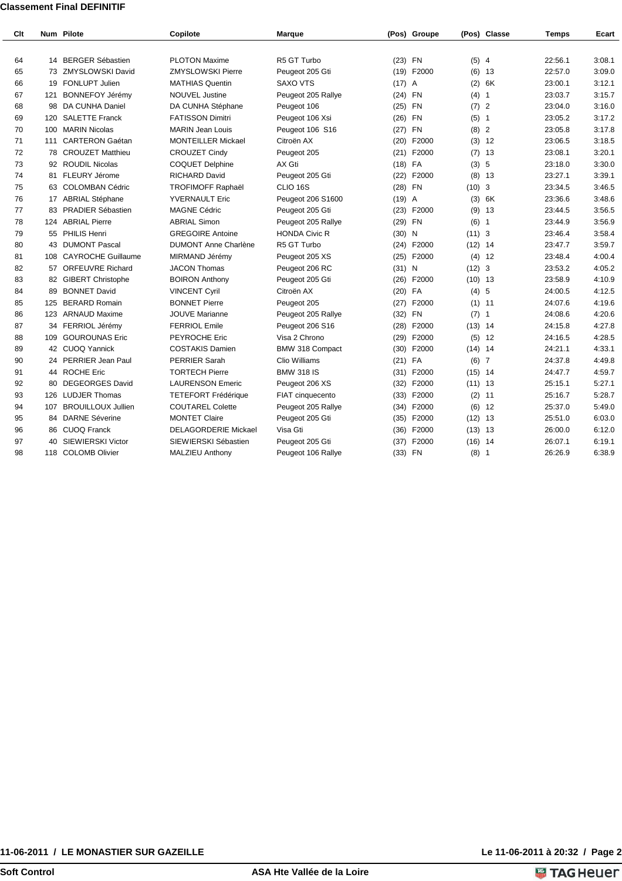**Classement Final DEFINITIF**

| Clt | Num | Pilote | Copilote | Marque | (Pos) | Groupe | (Pos) | Classe | Temps | Ecart |
|---|---|---|---|---|---|---|---|---|---|---|
| 64 | 14 | BERGER Sébastien | PLOTON Maxime | R5 GT Turbo | (23) | FN | (5) | 4 | 22:56.1 | 3:08.1 |
| 65 | 73 | ZMYSLOWSKI David | ZMYSLOWSKI Pierre | Peugeot 205 Gti | (19) | F2000 | (6) | 13 | 22:57.0 | 3:09.0 |
| 66 | 19 | FONLUPT Julien | MATHIAS Quentin | SAXO VTS | (17) | A | (2) | 6K | 23:00.1 | 3:12.1 |
| 67 | 121 | BONNEFOY Jérémy | NOUVEL Justine | Peugeot 205 Rallye | (24) | FN | (4) | 1 | 23:03.7 | 3:15.7 |
| 68 | 98 | DA CUNHA Daniel | DA CUNHA Stéphane | Peugeot 106 | (25) | FN | (7) | 2 | 23:04.0 | 3:16.0 |
| 69 | 120 | SALETTE Franck | FATISSON Dimitri | Peugeot 106 Xsi | (26) | FN | (5) | 1 | 23:05.2 | 3:17.2 |
| 70 | 100 | MARIN Nicolas | MARIN Jean Louis | Peugeot 106 S16 | (27) | FN | (8) | 2 | 23:05.8 | 3:17.8 |
| 71 | 111 | CARTERON Gaétan | MONTEILLER Mickael | Citroën AX | (20) | F2000 | (3) | 12 | 23:06.5 | 3:18.5 |
| 72 | 78 | CROUZET Matthieu | CROUZET Cindy | Peugeot 205 | (21) | F2000 | (7) | 13 | 23:08.1 | 3:20.1 |
| 73 | 92 | ROUDIL Nicolas | COQUET Delphine | AX Gti | (18) | FA | (3) | 5 | 23:18.0 | 3:30.0 |
| 74 | 81 | FLEURY Jérome | RICHARD David | Peugeot 205 Gti | (22) | F2000 | (8) | 13 | 23:27.1 | 3:39.1 |
| 75 | 63 | COLOMBAN Cédric | TROFIMOFF Raphaël | CLIO 16S | (28) | FN | (10) | 3 | 23:34.5 | 3:46.5 |
| 76 | 17 | ABRIAL Stéphane | YVERNAULT Eric | Peugeot 206 S1600 | (19) | A | (3) | 6K | 23:36.6 | 3:48.6 |
| 77 | 83 | PRADIER Sébastien | MAGNE Cédric | Peugeot 205 Gti | (23) | F2000 | (9) | 13 | 23:44.5 | 3:56.5 |
| 78 | 124 | ABRIAL Pierre | ABRIAL Simon | Peugeot 205 Rallye | (29) | FN | (6) | 1 | 23:44.9 | 3:56.9 |
| 79 | 55 | PHILIS Henri | GREGOIRE Antoine | HONDA Civic R | (30) | N | (11) | 3 | 23:46.4 | 3:58.4 |
| 80 | 43 | DUMONT Pascal | DUMONT Anne Charlène | R5 GT Turbo | (24) | F2000 | (12) | 14 | 23:47.7 | 3:59.7 |
| 81 | 108 | CAYROCHE Guillaume | MIRMAND Jérémy | Peugeot 205 XS | (25) | F2000 | (4) | 12 | 23:48.4 | 4:00.4 |
| 82 | 57 | ORFEUVRE Richard | JACON Thomas | Peugeot 206 RC | (31) | N | (12) | 3 | 23:53.2 | 4:05.2 |
| 83 | 82 | GIBERT Christophe | BOIRON Anthony | Peugeot 205 Gti | (26) | F2000 | (10) | 13 | 23:58.9 | 4:10.9 |
| 84 | 89 | BONNET David | VINCENT Cyril | Citroën AX | (20) | FA | (4) | 5 | 24:00.5 | 4:12.5 |
| 85 | 125 | BERARD Romain | BONNET Pierre | Peugeot 205 | (27) | F2000 | (1) | 11 | 24:07.6 | 4:19.6 |
| 86 | 123 | ARNAUD Maxime | JOUVE Marianne | Peugeot 205 Rallye | (32) | FN | (7) | 1 | 24:08.6 | 4:20.6 |
| 87 | 34 | FERRIOL Jérémy | FERRIOL Emile | Peugeot 206 S16 | (28) | F2000 | (13) | 14 | 24:15.8 | 4:27.8 |
| 88 | 109 | GOUROUNAS Eric | PEYROCHE Eric | Visa 2 Chrono | (29) | F2000 | (5) | 12 | 24:16.5 | 4:28.5 |
| 89 | 42 | CUOQ Yannick | COSTAKIS Damien | BMW 318 Compact | (30) | F2000 | (14) | 14 | 24:21.1 | 4:33.1 |
| 90 | 24 | PERRIER Jean Paul | PERRIER Sarah | Clio Williams | (21) | FA | (6) | 7 | 24:37.8 | 4:49.8 |
| 91 | 44 | ROCHE Eric | TORTECH Pierre | BMW 318 IS | (31) | F2000 | (15) | 14 | 24:47.7 | 4:59.7 |
| 92 | 80 | DEGEORGES David | LAURENSON Emeric | Peugeot 206 XS | (32) | F2000 | (11) | 13 | 25:15.1 | 5:27.1 |
| 93 | 126 | LUDJER Thomas | TETEFORT Frédérique | FIAT cinquecento | (33) | F2000 | (2) | 11 | 25:16.7 | 5:28.7 |
| 94 | 107 | BROUILLOUX Jullien | COUTAREL Colette | Peugeot 205 Rallye | (34) | F2000 | (6) | 12 | 25:37.0 | 5:49.0 |
| 95 | 84 | DARNE Séverine | MONTET Claire | Peugeot 205 Gti | (35) | F2000 | (12) | 13 | 25:51.0 | 6:03.0 |
| 96 | 86 | CUOQ Franck | DELAGORDERIE Mickael | Visa Gti | (36) | F2000 | (13) | 13 | 26:00.0 | 6:12.0 |
| 97 | 40 | SIEWIERSKI Victor | SIEWIERSKI Sébastien | Peugeot 205 Gti | (37) | F2000 | (16) | 14 | 26:07.1 | 6:19.1 |
| 98 | 118 | COLOMB Olivier | MALZIEU Anthony | Peugeot 106 Rallye | (33) | FN | (8) | 1 | 26:26.9 | 6:38.9 |